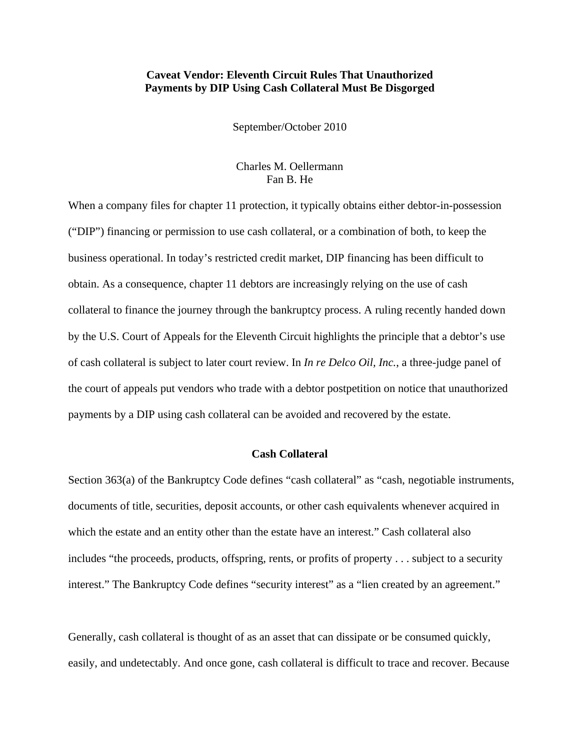# Caveat Vendor: Eleventh Circuit Rules That Unauthorized Payments by DIP Using Cash Collateral Must Be Disgorged

September/October 2010

Charles M. Oellermann
Fan B. He

When a company files for chapter 11 protection, it typically obtains either debtor-in-possession ("DIP") financing or permission to use cash collateral, or a combination of both, to keep the business operational. In today's restricted credit market, DIP financing has been difficult to obtain. As a consequence, chapter 11 debtors are increasingly relying on the use of cash collateral to finance the journey through the bankruptcy process. A ruling recently handed down by the U.S. Court of Appeals for the Eleventh Circuit highlights the principle that a debtor's use of cash collateral is subject to later court review. In *In re Delco Oil, Inc.*, a three-judge panel of the court of appeals put vendors who trade with a debtor postpetition on notice that unauthorized payments by a DIP using cash collateral can be avoided and recovered by the estate.

## Cash Collateral

Section 363(a) of the Bankruptcy Code defines "cash collateral" as "cash, negotiable instruments, documents of title, securities, deposit accounts, or other cash equivalents whenever acquired in which the estate and an entity other than the estate have an interest." Cash collateral also includes "the proceeds, products, offspring, rents, or profits of property . . . subject to a security interest." The Bankruptcy Code defines "security interest" as a "lien created by an agreement."

Generally, cash collateral is thought of as an asset that can dissipate or be consumed quickly, easily, and undetectably. And once gone, cash collateral is difficult to trace and recover. Because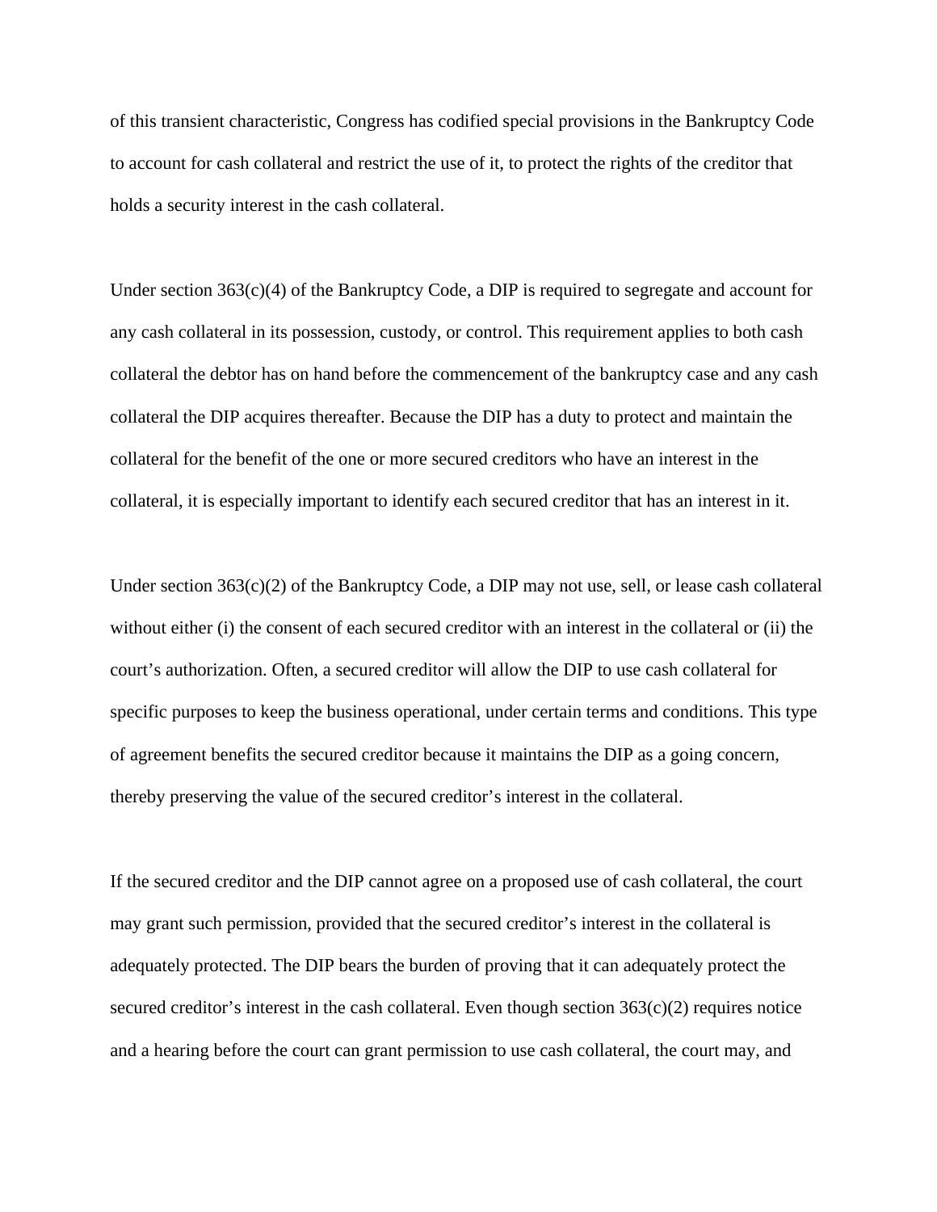of this transient characteristic, Congress has codified special provisions in the Bankruptcy Code to account for cash collateral and restrict the use of it, to protect the rights of the creditor that holds a security interest in the cash collateral.

Under section 363(c)(4) of the Bankruptcy Code, a DIP is required to segregate and account for any cash collateral in its possession, custody, or control. This requirement applies to both cash collateral the debtor has on hand before the commencement of the bankruptcy case and any cash collateral the DIP acquires thereafter. Because the DIP has a duty to protect and maintain the collateral for the benefit of the one or more secured creditors who have an interest in the collateral, it is especially important to identify each secured creditor that has an interest in it.

Under section 363(c)(2) of the Bankruptcy Code, a DIP may not use, sell, or lease cash collateral without either (i) the consent of each secured creditor with an interest in the collateral or (ii) the court's authorization. Often, a secured creditor will allow the DIP to use cash collateral for specific purposes to keep the business operational, under certain terms and conditions. This type of agreement benefits the secured creditor because it maintains the DIP as a going concern, thereby preserving the value of the secured creditor's interest in the collateral.

If the secured creditor and the DIP cannot agree on a proposed use of cash collateral, the court may grant such permission, provided that the secured creditor's interest in the collateral is adequately protected. The DIP bears the burden of proving that it can adequately protect the secured creditor's interest in the cash collateral. Even though section 363(c)(2) requires notice and a hearing before the court can grant permission to use cash collateral, the court may, and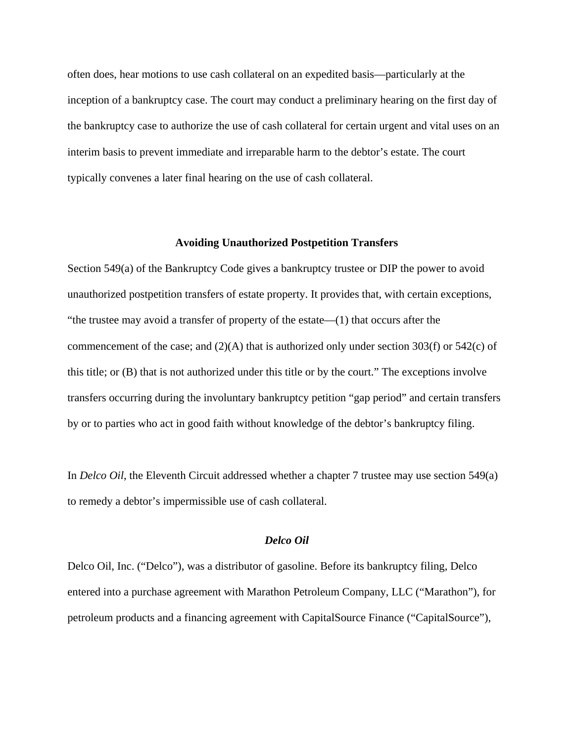often does, hear motions to use cash collateral on an expedited basis—particularly at the inception of a bankruptcy case. The court may conduct a preliminary hearing on the first day of the bankruptcy case to authorize the use of cash collateral for certain urgent and vital uses on an interim basis to prevent immediate and irreparable harm to the debtor's estate. The court typically convenes a later final hearing on the use of cash collateral.

## Avoiding Unauthorized Postpetition Transfers

Section 549(a) of the Bankruptcy Code gives a bankruptcy trustee or DIP the power to avoid unauthorized postpetition transfers of estate property. It provides that, with certain exceptions, "the trustee may avoid a transfer of property of the estate—(1) that occurs after the commencement of the case; and (2)(A) that is authorized only under section 303(f) or 542(c) of this title; or (B) that is not authorized under this title or by the court." The exceptions involve transfers occurring during the involuntary bankruptcy petition "gap period" and certain transfers by or to parties who act in good faith without knowledge of the debtor's bankruptcy filing.

In *Delco Oil*, the Eleventh Circuit addressed whether a chapter 7 trustee may use section 549(a) to remedy a debtor's impermissible use of cash collateral.

### *Delco Oil*

Delco Oil, Inc. ("Delco"), was a distributor of gasoline. Before its bankruptcy filing, Delco entered into a purchase agreement with Marathon Petroleum Company, LLC ("Marathon"), for petroleum products and a financing agreement with CapitalSource Finance ("CapitalSource"),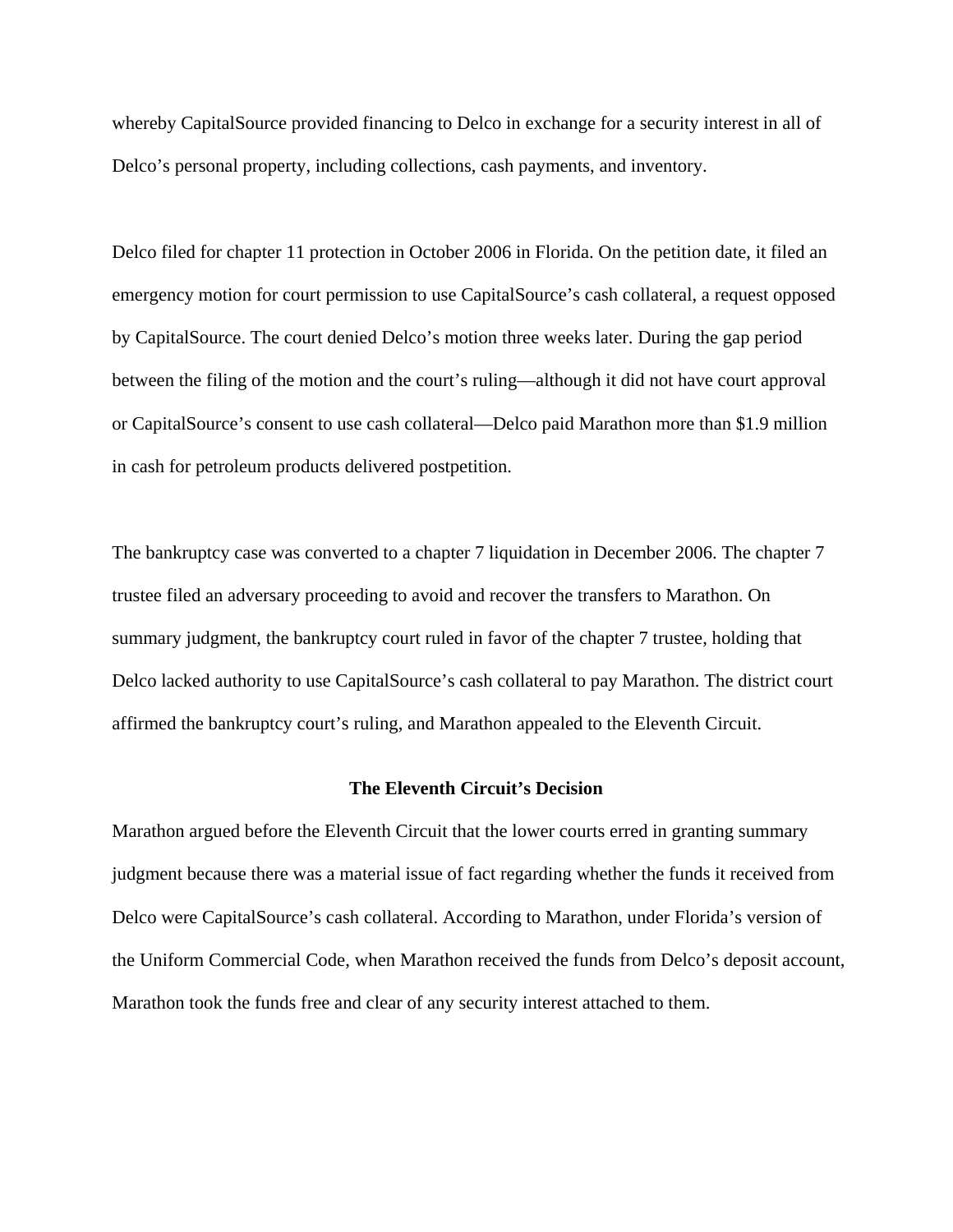whereby CapitalSource provided financing to Delco in exchange for a security interest in all of Delco's personal property, including collections, cash payments, and inventory.

Delco filed for chapter 11 protection in October 2006 in Florida. On the petition date, it filed an emergency motion for court permission to use CapitalSource's cash collateral, a request opposed by CapitalSource. The court denied Delco's motion three weeks later. During the gap period between the filing of the motion and the court's ruling—although it did not have court approval or CapitalSource's consent to use cash collateral—Delco paid Marathon more than $1.9 million in cash for petroleum products delivered postpetition.

The bankruptcy case was converted to a chapter 7 liquidation in December 2006. The chapter 7 trustee filed an adversary proceeding to avoid and recover the transfers to Marathon. On summary judgment, the bankruptcy court ruled in favor of the chapter 7 trustee, holding that Delco lacked authority to use CapitalSource's cash collateral to pay Marathon. The district court affirmed the bankruptcy court's ruling, and Marathon appealed to the Eleventh Circuit.

## The Eleventh Circuit's Decision

Marathon argued before the Eleventh Circuit that the lower courts erred in granting summary judgment because there was a material issue of fact regarding whether the funds it received from Delco were CapitalSource's cash collateral. According to Marathon, under Florida's version of the Uniform Commercial Code, when Marathon received the funds from Delco's deposit account, Marathon took the funds free and clear of any security interest attached to them.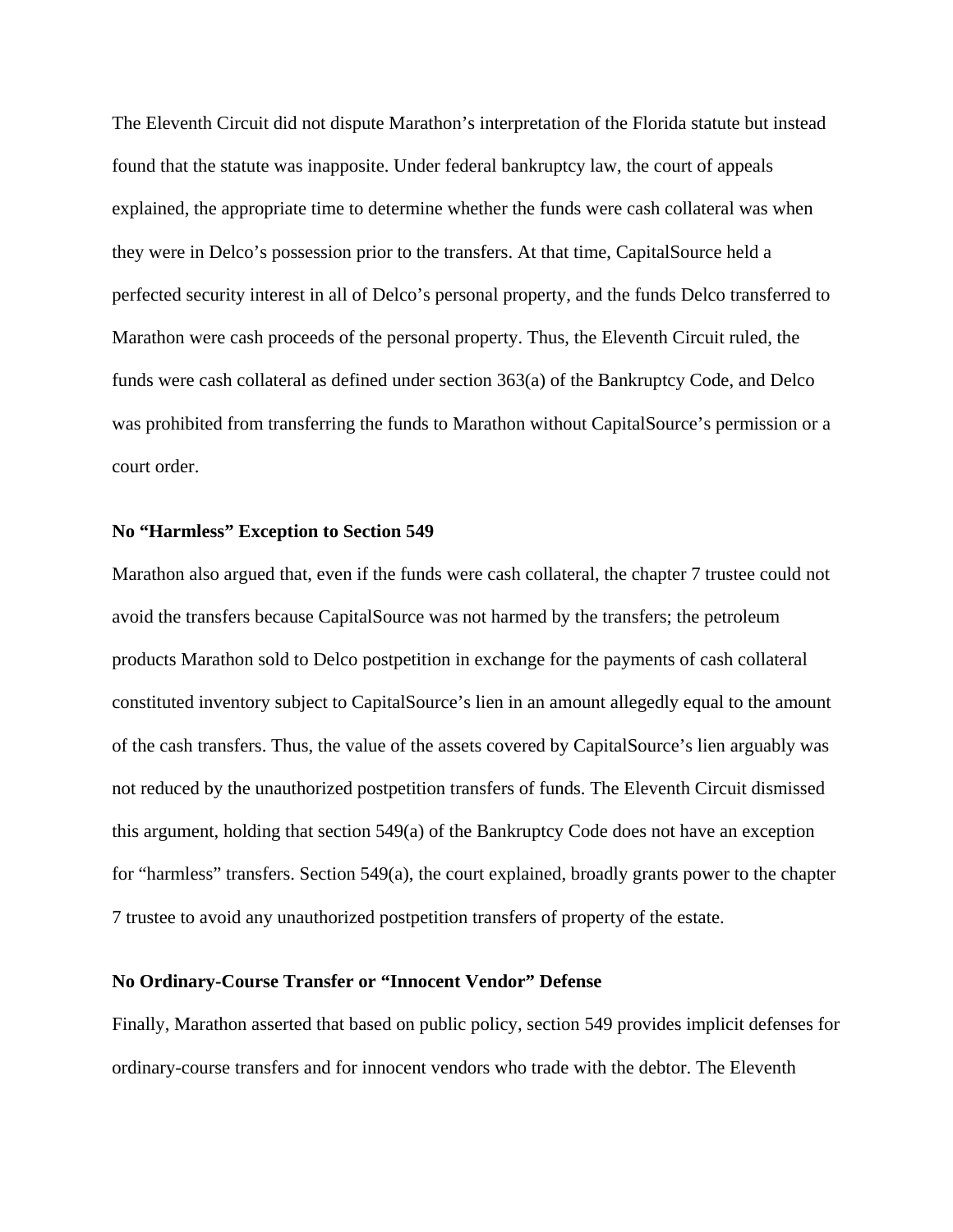The Eleventh Circuit did not dispute Marathon's interpretation of the Florida statute but instead found that the statute was inapposite. Under federal bankruptcy law, the court of appeals explained, the appropriate time to determine whether the funds were cash collateral was when they were in Delco's possession prior to the transfers. At that time, CapitalSource held a perfected security interest in all of Delco's personal property, and the funds Delco transferred to Marathon were cash proceeds of the personal property. Thus, the Eleventh Circuit ruled, the funds were cash collateral as defined under section 363(a) of the Bankruptcy Code, and Delco was prohibited from transferring the funds to Marathon without CapitalSource's permission or a court order.

**No "Harmless" Exception to Section 549**

Marathon also argued that, even if the funds were cash collateral, the chapter 7 trustee could not avoid the transfers because CapitalSource was not harmed by the transfers; the petroleum products Marathon sold to Delco postpetition in exchange for the payments of cash collateral constituted inventory subject to CapitalSource's lien in an amount allegedly equal to the amount of the cash transfers. Thus, the value of the assets covered by CapitalSource's lien arguably was not reduced by the unauthorized postpetition transfers of funds. The Eleventh Circuit dismissed this argument, holding that section 549(a) of the Bankruptcy Code does not have an exception for "harmless" transfers. Section 549(a), the court explained, broadly grants power to the chapter 7 trustee to avoid any unauthorized postpetition transfers of property of the estate.

**No Ordinary-Course Transfer or "Innocent Vendor" Defense**

Finally, Marathon asserted that based on public policy, section 549 provides implicit defenses for ordinary-course transfers and for innocent vendors who trade with the debtor. The Eleventh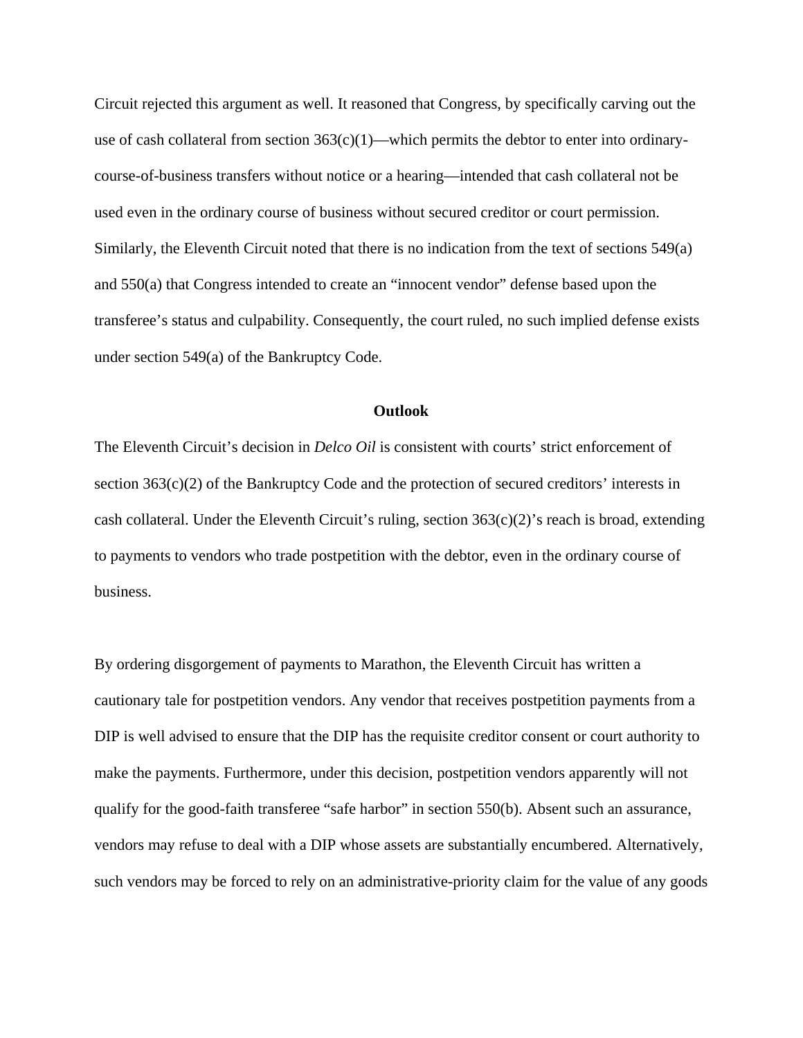Circuit rejected this argument as well. It reasoned that Congress, by specifically carving out the use of cash collateral from section 363(c)(1)—which permits the debtor to enter into ordinary-course-of-business transfers without notice or a hearing—intended that cash collateral not be used even in the ordinary course of business without secured creditor or court permission. Similarly, the Eleventh Circuit noted that there is no indication from the text of sections 549(a) and 550(a) that Congress intended to create an "innocent vendor" defense based upon the transferee's status and culpability. Consequently, the court ruled, no such implied defense exists under section 549(a) of the Bankruptcy Code.

## Outlook

The Eleventh Circuit's decision in *Delco Oil* is consistent with courts' strict enforcement of section 363(c)(2) of the Bankruptcy Code and the protection of secured creditors' interests in cash collateral. Under the Eleventh Circuit's ruling, section 363(c)(2)'s reach is broad, extending to payments to vendors who trade postpetition with the debtor, even in the ordinary course of business.

By ordering disgorgement of payments to Marathon, the Eleventh Circuit has written a cautionary tale for postpetition vendors. Any vendor that receives postpetition payments from a DIP is well advised to ensure that the DIP has the requisite creditor consent or court authority to make the payments. Furthermore, under this decision, postpetition vendors apparently will not qualify for the good-faith transferee "safe harbor" in section 550(b). Absent such an assurance, vendors may refuse to deal with a DIP whose assets are substantially encumbered. Alternatively, such vendors may be forced to rely on an administrative-priority claim for the value of any goods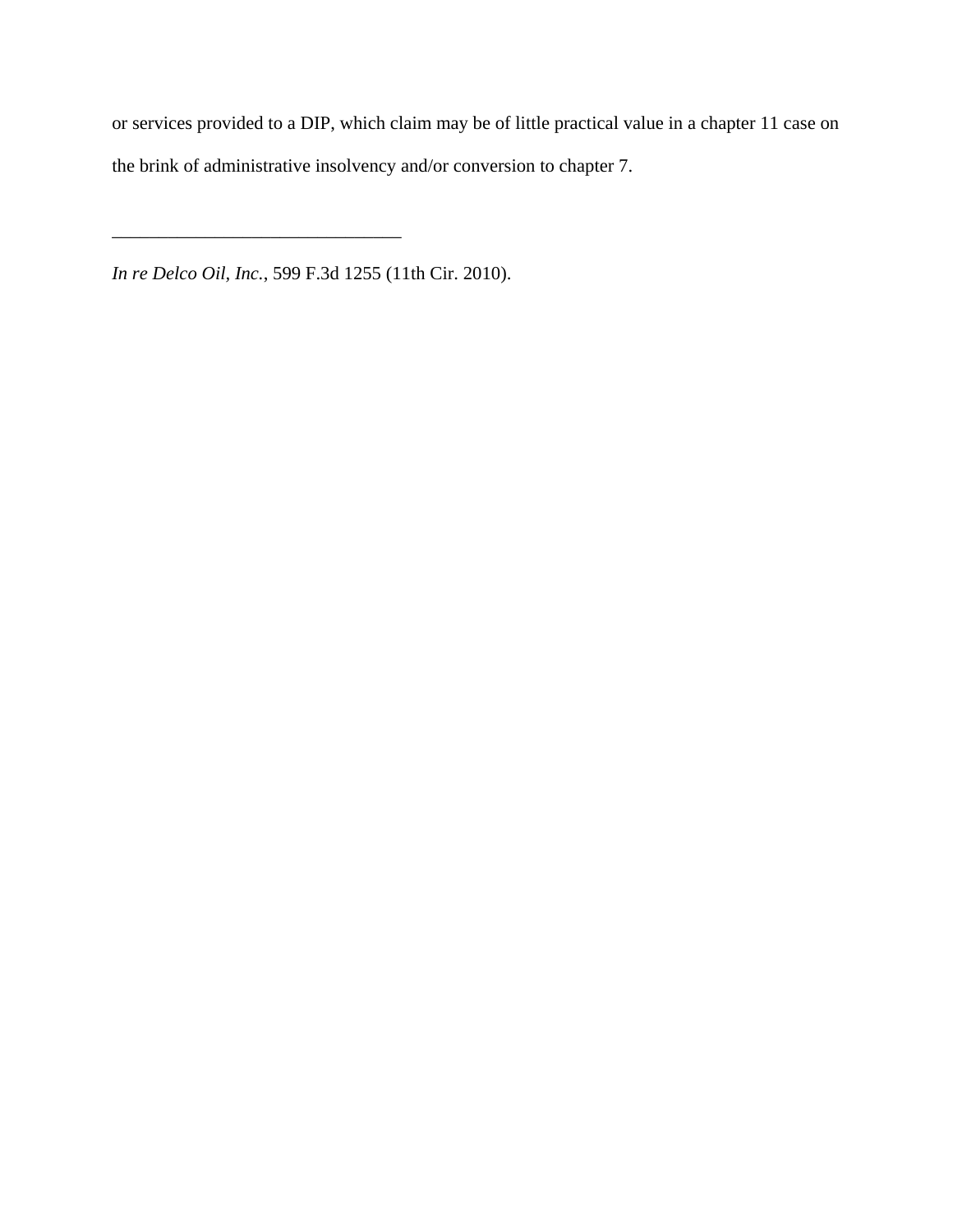or services provided to a DIP, which claim may be of little practical value in a chapter 11 case on the brink of administrative insolvency and/or conversion to chapter 7.

________________________________

*In re Delco Oil, Inc.*, 599 F.3d 1255 (11th Cir. 2010).